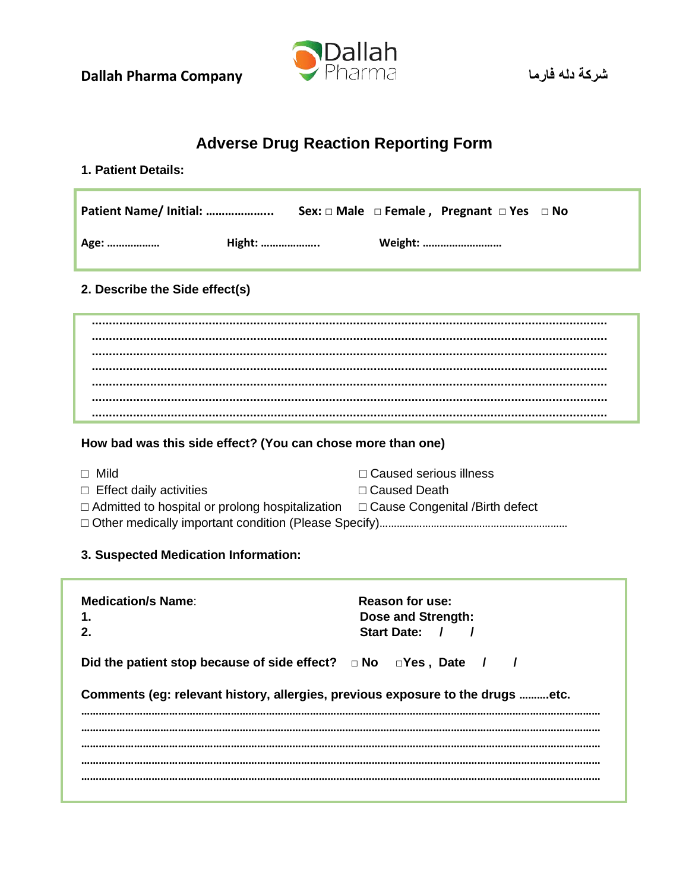**Dallah Pharma Company** | Dallah Pharma | شركة دله فارما

# Adverse Drug Reaction Reporting Form

## 1. Patient Details:

**Patient Name/ Initial: ………………..** **Sex: □ Male □ Female , Pregnant □ Yes □ No**

**Age: ………………** **Hight: ………………..** **Weight: ………………………**

## 2. Describe the Side effect(s)

………………………………………………………………………………………………………………………………
………………………………………………………………………………………………………………………………
………………………………………………………………………………………………………………………………
………………………………………………………………………………………………………………………………
………………………………………………………………………………………………………………………………
………………………………………………………………………………………………………………………………
………………………………………………………………………………………………………………………………

**How bad was this side effect? (You can chose more than one)**

- □ Mild
- □ Effect daily activities
- □ Admitted to hospital or prolong hospitalization
- □ Caused serious illness
- □ Caused Death
- □ Cause Congenital /Birth defect
- □ Other medically important condition (Please Specify)………………………………………………………

## 3. Suspected Medication Information:

**Medication/s Name**:
**1.**
**2.**

**Reason for use:**
**Dose and Strength:**
**Start Date: / /**

**Did the patient stop because of side effect? □ No □Yes , Date / /**

**Comments (eg: relevant history, allergies, previous exposure to the drugs ……….etc.**

………………………………………………………………………………………………………………………………
………………………………………………………………………………………………………………………………
………………………………………………………………………………………………………………………………
………………………………………………………………………………………………………………………………
………………………………………………………………………………………………………………………………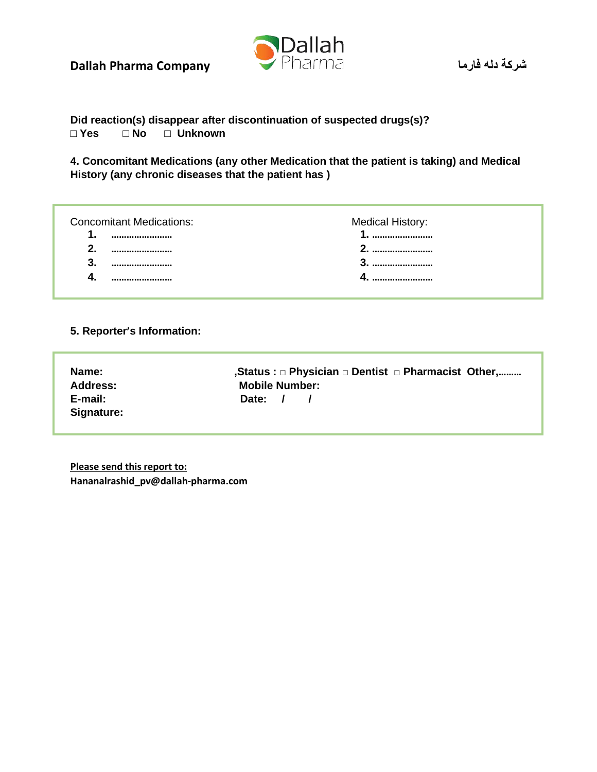Dallah Pharma Company شركة دله فارما

**Did reaction(s) disappear after discontinuation of suspected drugs(s)?**
**□ Yes □ No □ Unknown**

**4. Concomitant Medications (any other Medication that the patient is taking) and Medical History (any chronic diseases that the patient has )**

| Concomitant Medications: | Medical History: |
|---|---|
| **1.** …………………… | **1.** …………………… |
| **2.** …………………… | **2.** …………………… |
| **3.** …………………… | **3.** …………………… |
| **4.** …………………… | **4.** …………………… |

**5. Reporter's Information:**

| | |
|---|---|
| **Name:** | **,Status : □ Physician □ Dentist □ Pharmacist Other,………** |
| **Address:** | **Mobile Number:** |
| **E-mail:** | **Date: / /** |
| **Signature:** | |

**Please send this report to:**
**Hananalrashid_pv@dallah-pharma.com**